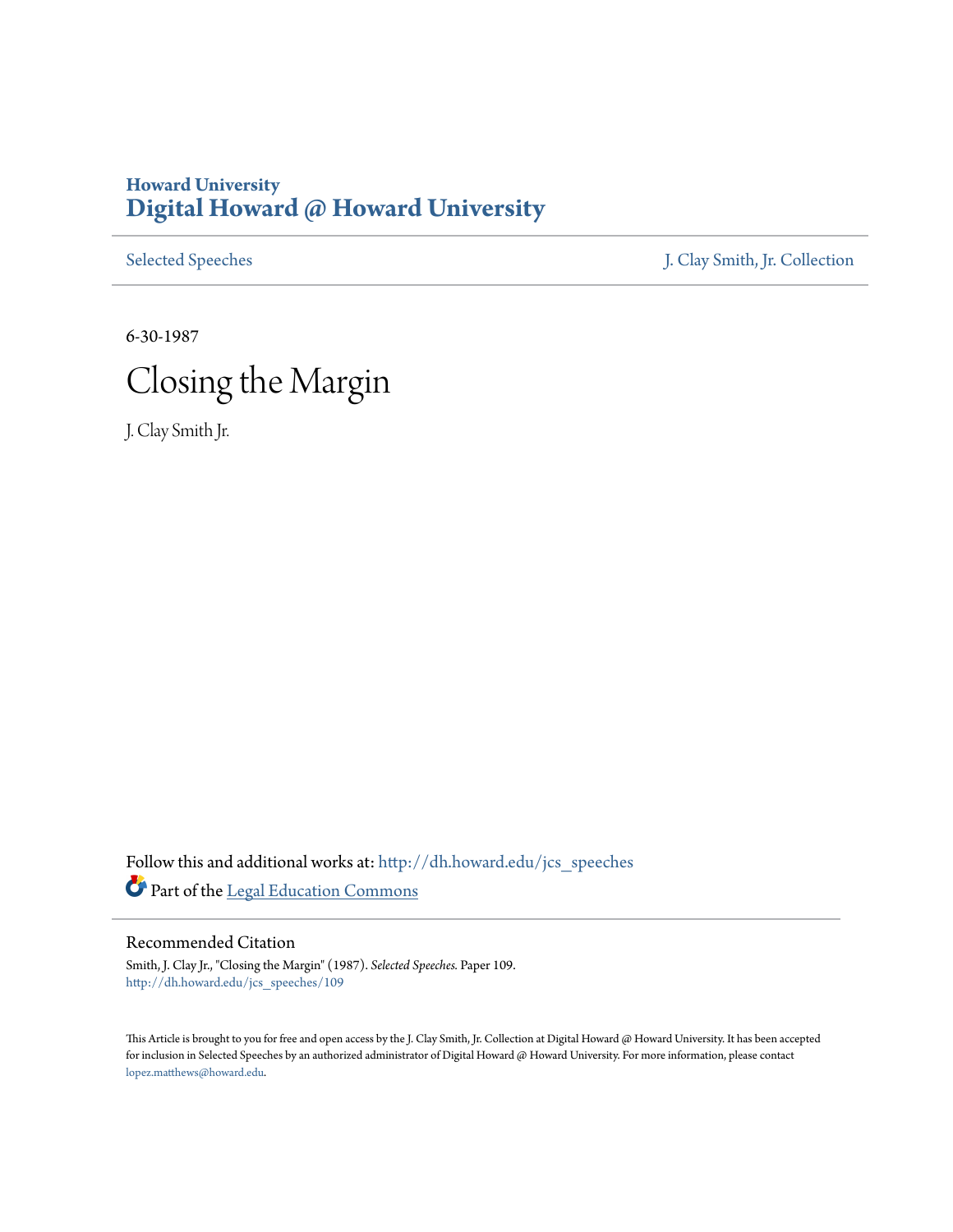Howard University
# Digital Howard @ Howard University

Selected Speeches | J. Clay Smith, Jr. Collection

6-30-1987

# Closing the Margin

J. Clay Smith Jr.

Follow this and additional works at: http://dh.howard.edu/jcs_speeches

Part of the Legal Education Commons

## Recommended Citation

Smith, J. Clay Jr., "Closing the Margin" (1987). *Selected Speeches.* Paper 109.
http://dh.howard.edu/jcs_speeches/109

This Article is brought to you for free and open access by the J. Clay Smith, Jr. Collection at Digital Howard @ Howard University. It has been accepted for inclusion in Selected Speeches by an authorized administrator of Digital Howard @ Howard University. For more information, please contact lopez.matthews@howard.edu.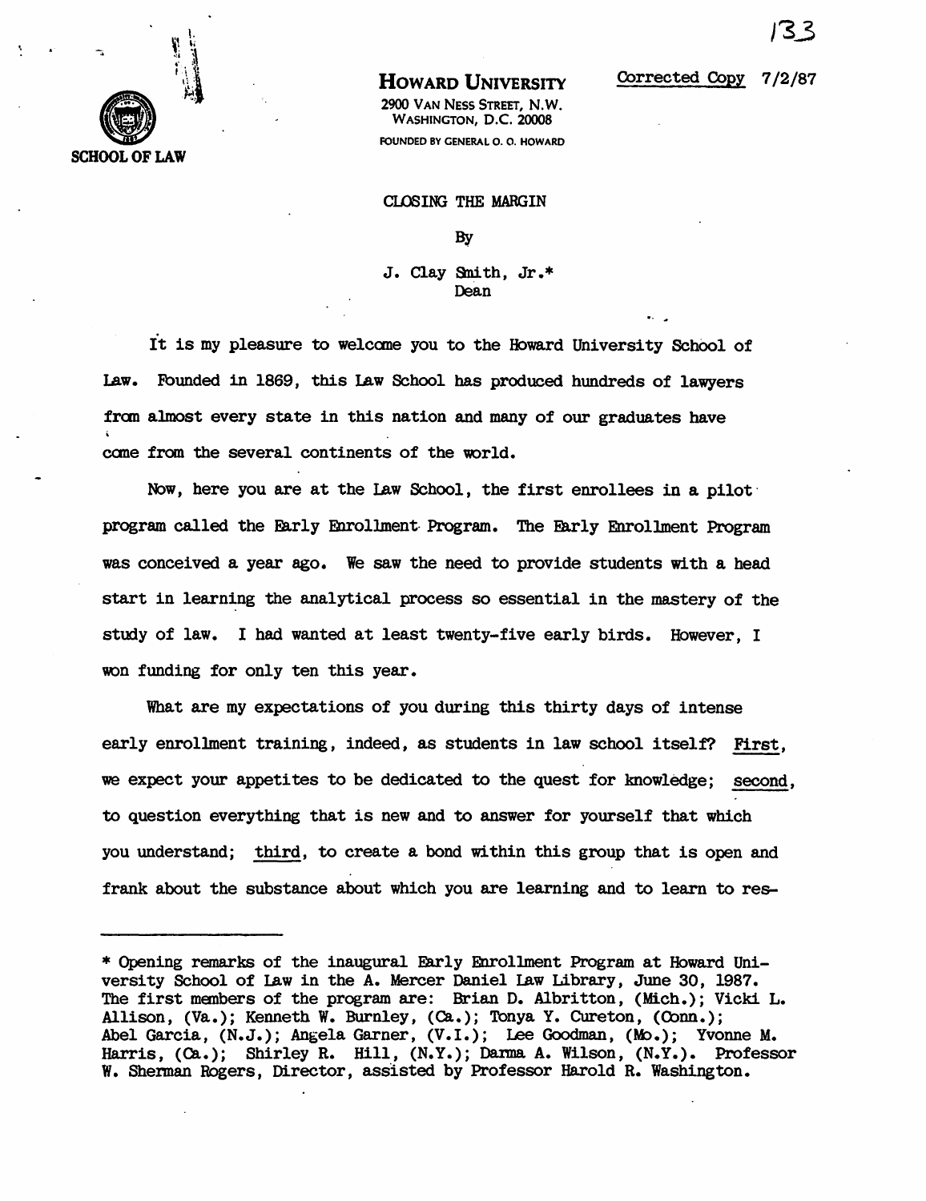HOWARD UNIVERSITY

2900 VAN NESS STREET, N.W.
WASHINGTON, D.C. 20008

FOUNDED BY GENERAL O. O. HOWARD

SCHOOL OF LAW

Corrected Copy 7/2/87

# CLOSING THE MARGIN

By

J. Clay Smith, Jr.*
Dean

It is my pleasure to welcome you to the Howard University School of Law. Founded in 1869, this Law School has produced hundreds of lawyers from almost every state in this nation and many of our graduates have come from the several continents of the world.

Now, here you are at the Law School, the first enrollees in a pilot program called the Early Enrollment Program. The Early Enrollment Program was conceived a year ago. We saw the need to provide students with a head start in learning the analytical process so essential in the mastery of the study of law. I had wanted at least twenty-five early birds. However, I won funding for only ten this year.

What are my expectations of you during this thirty days of intense early enrollment training, indeed, as students in law school itself? First, we expect your appetites to be dedicated to the quest for knowledge; second, to question everything that is new and to answer for yourself that which you understand; third, to create a bond within this group that is open and frank about the substance about which you are learning and to learn to res-

---

* Opening remarks of the inaugural Early Enrollment Program at Howard University School of Law in the A. Mercer Daniel Law Library, June 30, 1987. The first members of the program are: Brian D. Albritton, (Mich.); Vicki L. Allison, (Va.); Kenneth W. Burnley, (Ca.); Tonya Y. Cureton, (Conn.); Abel Garcia, (N.J.); Angela Garner, (V.I.); Lee Goodman, (Mo.); Yvonne M. Harris, (Ca.); Shirley R. Hill, (N.Y.); Darma A. Wilson, (N.Y.). Professor W. Sherman Rogers, Director, assisted by Professor Harold R. Washington.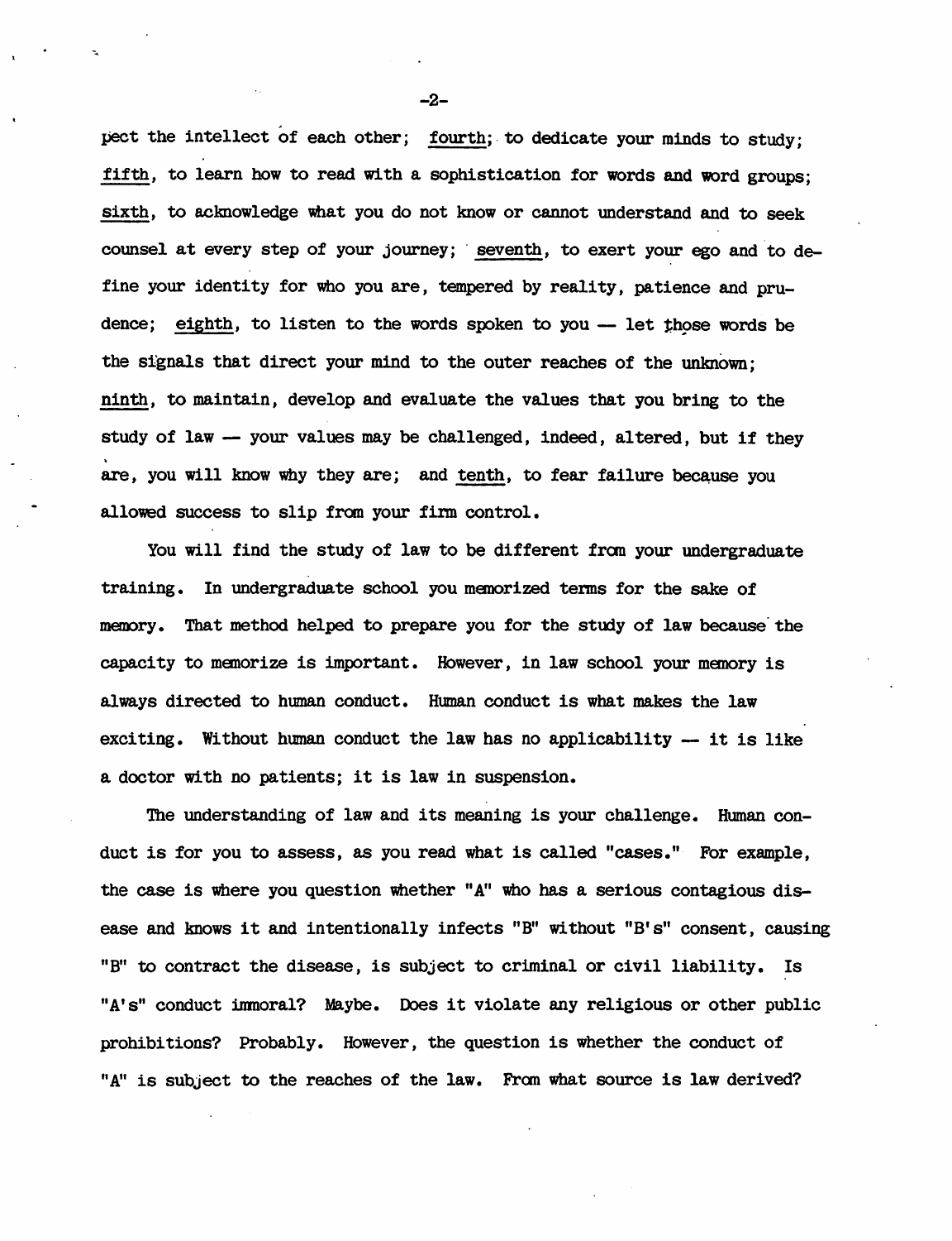pect the intellect of each other; fourth, to dedicate your minds to study; fifth, to learn how to read with a sophistication for words and word groups; sixth, to acknowledge what you do not know or cannot understand and to seek counsel at every step of your journey; seventh, to exert your ego and to define your identity for who you are, tempered by reality, patience and prudence; eighth, to listen to the words spoken to you — let those words be the signals that direct your mind to the outer reaches of the unknown; ninth, to maintain, develop and evaluate the values that you bring to the study of law — your values may be challenged, indeed, altered, but if they are, you will know why they are; and tenth, to fear failure because you allowed success to slip from your firm control.

You will find the study of law to be different from your undergraduate training. In undergraduate school you memorized terms for the sake of memory. That method helped to prepare you for the study of law because the capacity to memorize is important. However, in law school your memory is always directed to human conduct. Human conduct is what makes the law exciting. Without human conduct the law has no applicability — it is like a doctor with no patients; it is law in suspension.

The understanding of law and its meaning is your challenge. Human conduct is for you to assess, as you read what is called "cases." For example, the case is where you question whether "A" who has a serious contagious disease and knows it and intentionally infects "B" without "B's" consent, causing "B" to contract the disease, is subject to criminal or civil liability. Is "A's" conduct immoral? Maybe. Does it violate any religious or other public prohibitions? Probably. However, the question is whether the conduct of "A" is subject to the reaches of the law. From what source is law derived?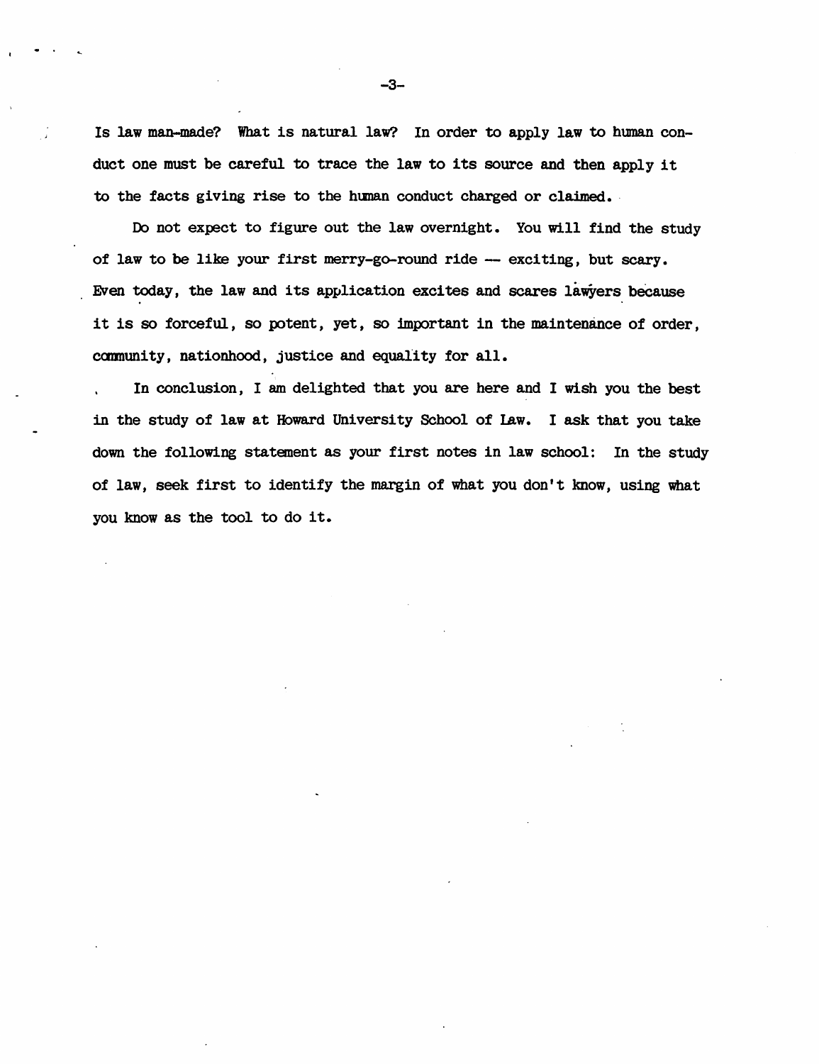Is law man-made? What is natural law? In order to apply law to human conduct one must be careful to trace the law to its source and then apply it to the facts giving rise to the human conduct charged or claimed.

Do not expect to figure out the law overnight. You will find the study of law to be like your first merry-go-round ride -- exciting, but scary. Even today, the law and its application excites and scares lawyers because it is so forceful, so potent, yet, so important in the maintenance of order, community, nationhood, justice and equality for all.

In conclusion, I am delighted that you are here and I wish you the best in the study of law at Howard University School of Law. I ask that you take down the following statement as your first notes in law school: In the study of law, seek first to identify the margin of what you don't know, using what you know as the tool to do it.